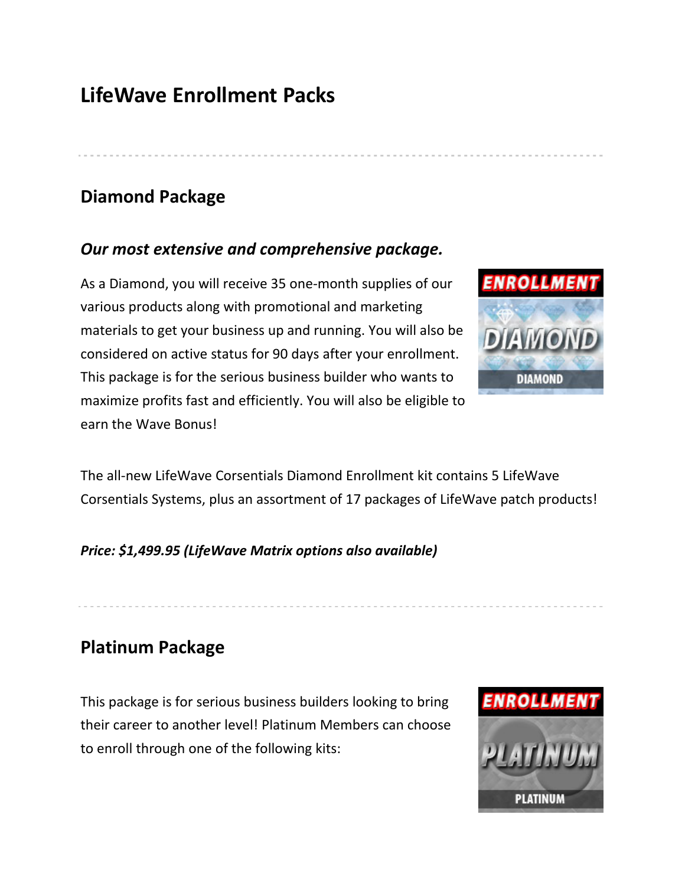# LifeWave Enrollment Packs

---

## Diamond Package

### *Our most extensive and comprehensive package.*

As a Diamond, you will receive 35 one-month supplies of our various products along with promotional and marketing materials to get your business up and running. You will also be considered on active status for 90 days after your enrollment. This package is for the serious business builder who wants to maximize profits fast and efficiently. You will also be eligible to earn the Wave Bonus!

The all-new LifeWave Corsentials Diamond Enrollment kit contains 5 LifeWave Corsentials Systems, plus an assortment of 17 packages of LifeWave patch products!

***Price: $1,499.95 (LifeWave Matrix options also available)***

---

## Platinum Package

This package is for serious business builders looking to bring their career to another level! Platinum Members can choose to enroll through one of the following kits: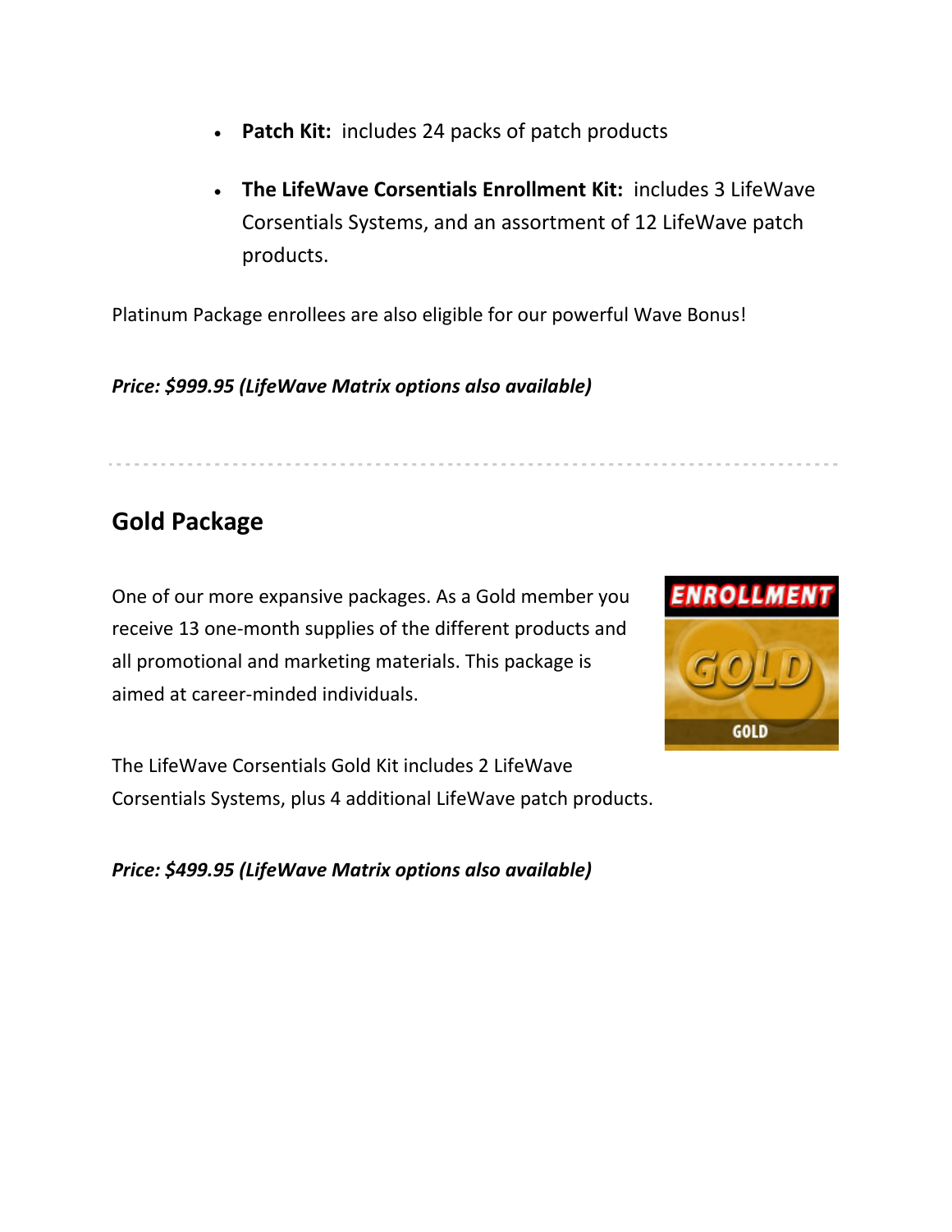- **Patch Kit:** includes 24 packs of patch products
- **The LifeWave Corsentials Enrollment Kit:** includes 3 LifeWave Corsentials Systems, and an assortment of 12 LifeWave patch products.

Platinum Package enrollees are also eligible for our powerful Wave Bonus!

***Price: $999.95 (LifeWave Matrix options also available)***

---

## Gold Package

One of our more expansive packages. As a Gold member you receive 13 one-month supplies of the different products and all promotional and marketing materials. This package is aimed at career-minded individuals.

The LifeWave Corsentials Gold Kit includes 2 LifeWave Corsentials Systems, plus 4 additional LifeWave patch products.

***Price: $499.95 (LifeWave Matrix options also available)***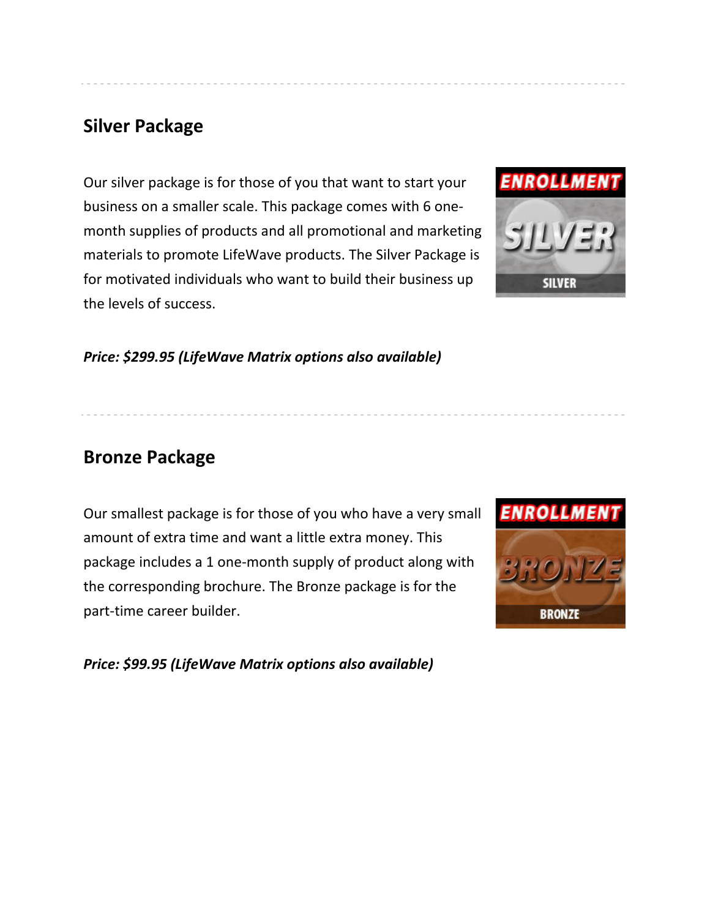## Silver Package

Our silver package is for those of you that want to start your business on a smaller scale. This package comes with 6 one-month supplies of products and all promotional and marketing materials to promote LifeWave products. The Silver Package is for motivated individuals who want to build their business up the levels of success.

***Price: $299.95 (LifeWave Matrix options also available)***

## Bronze Package

Our smallest package is for those of you who have a very small amount of extra time and want a little extra money. This package includes a 1 one-month supply of product along with the corresponding brochure. The Bronze package is for the part-time career builder.

***Price: $99.95 (LifeWave Matrix options also available)***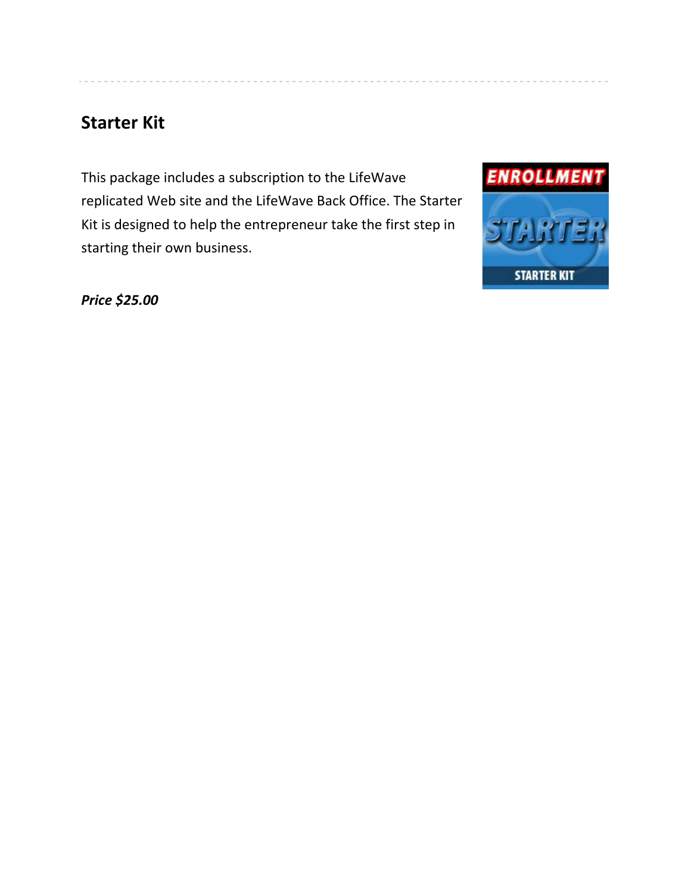## Starter Kit

This package includes a subscription to the LifeWave replicated Web site and the LifeWave Back Office. The Starter Kit is designed to help the entrepreneur take the first step in starting their own business.

***Price $25.00***